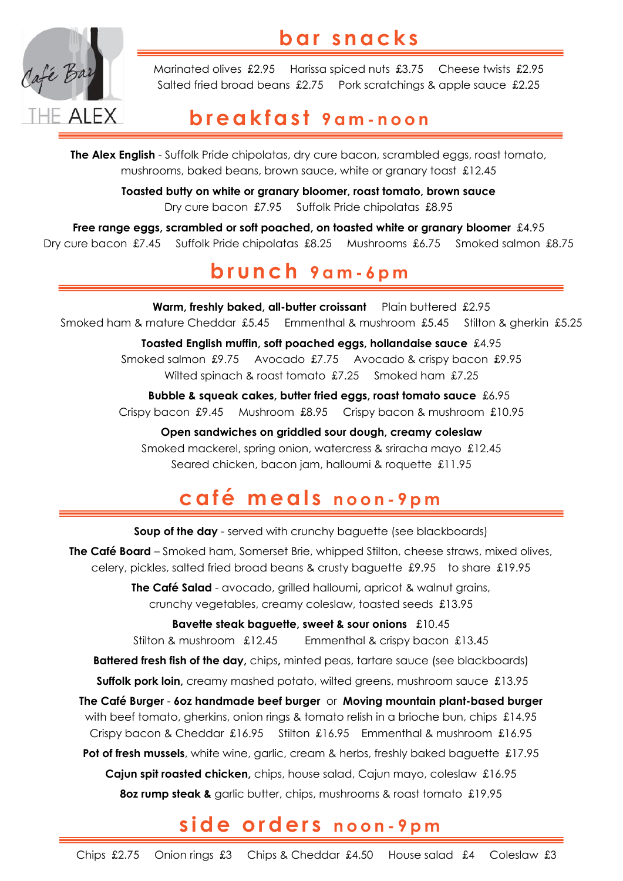Café Bar THE ALEX

## bar snacks

Marinated olives £2.95 Harissa spiced nuts £3.75 Cheese twists £2.95
Salted fried broad beans £2.75 Pork scratchings & apple sauce £2.25

## breakfast 9am-noon

**The Alex English** - Suffolk Pride chipolatas, dry cure bacon, scrambled eggs, roast tomato, mushrooms, baked beans, brown sauce, white or granary toast £12.45

**Toasted butty on white or granary bloomer, roast tomato, brown sauce**
Dry cure bacon £7.95 Suffolk Pride chipolatas £8.95

**Free range eggs, scrambled or soft poached, on toasted white or granary bloomer** £4.95
Dry cure bacon £7.45 Suffolk Pride chipolatas £8.25 Mushrooms £6.75 Smoked salmon £8.75

## brunch 9am-6pm

**Warm, freshly baked, all-butter croissant** Plain buttered £2.95
Smoked ham & mature Cheddar £5.45 Emmenthal & mushroom £5.45 Stilton & gherkin £5.25

**Toasted English muffin, soft poached eggs, hollandaise sauce** £4.95
Smoked salmon £9.75 Avocado £7.75 Avocado & crispy bacon £9.95
Wilted spinach & roast tomato £7.25 Smoked ham £7.25

**Bubble & squeak cakes, butter fried eggs, roast tomato sauce** £6.95
Crispy bacon £9.45 Mushroom £8.95 Crispy bacon & mushroom £10.95

**Open sandwiches on griddled sour dough, creamy coleslaw**
Smoked mackerel, spring onion, watercress & sriracha mayo £12.45
Seared chicken, bacon jam, halloumi & roquette £11.95

## café meals noon-9pm

**Soup of the day** - served with crunchy baguette (see blackboards)

**The Café Board** – Smoked ham, Somerset Brie, whipped Stilton, cheese straws, mixed olives, celery, pickles, salted fried broad beans & crusty baguette £9.95 to share £19.95

**The Café Salad** - avocado, grilled halloumi, apricot & walnut grains, crunchy vegetables, creamy coleslaw, toasted seeds £13.95

**Bavette steak baguette, sweet & sour onions** £10.45
Stilton & mushroom £12.45 Emmenthal & crispy bacon £13.45

**Battered fresh fish of the day,** chips, minted peas, tartare sauce (see blackboards)

**Suffolk pork loin,** creamy mashed potato, wilted greens, mushroom sauce £13.95

**The Café Burger** - **6oz handmade beef burger** or **Moving mountain plant-based burger** with beef tomato, gherkins, onion rings & tomato relish in a brioche bun, chips £14.95
Crispy bacon & Cheddar £16.95 Stilton £16.95 Emmenthal & mushroom £16.95

**Pot of fresh mussels**, white wine, garlic, cream & herbs, freshly baked baguette £17.95

**Cajun spit roasted chicken,** chips, house salad, Cajun mayo, coleslaw £16.95

**8oz rump steak &** garlic butter, chips, mushrooms & roast tomato £19.95

## side orders noon-9pm

Chips £2.75 Onion rings £3 Chips & Cheddar £4.50 House salad £4 Coleslaw £3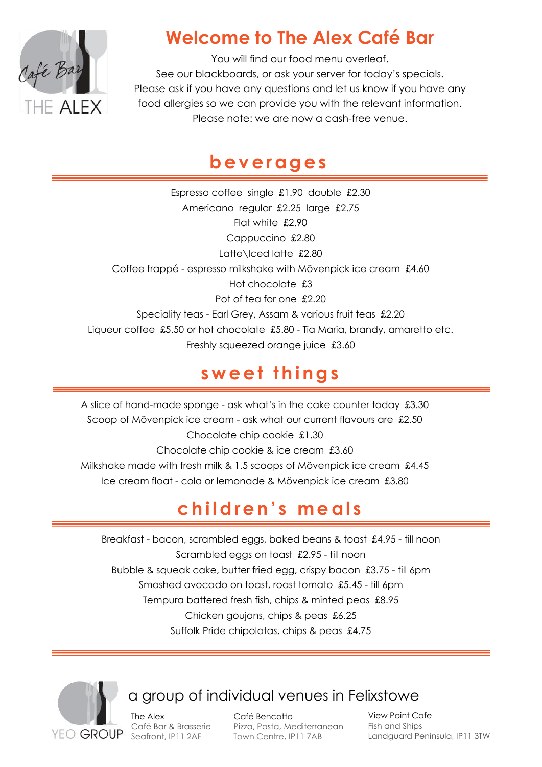Café Bar

THE ALEX

# Welcome to The Alex Café Bar

You will find our food menu overleaf.
See our blackboards, or ask your server for today's specials.
Please ask if you have any questions and let us know if you have any food allergies so we can provide you with the relevant information.
Please note: we are now a cash-free venue.

## beverages

Espresso coffee single £1.90 double £2.30

Americano regular £2.25 large £2.75

Flat white £2.90

Cappuccino £2.80

Latte\Iced latte £2.80

Coffee frappé - espresso milkshake with Mövenpick ice cream £4.60

Hot chocolate £3

Pot of tea for one £2.20

Speciality teas - Earl Grey, Assam & various fruit teas £2.20

Liqueur coffee £5.50 or hot chocolate £5.80 - Tia Maria, brandy, amaretto etc.

Freshly squeezed orange juice £3.60

## sweet things

A slice of hand-made sponge - ask what's in the cake counter today £3.30

Scoop of Mövenpick ice cream - ask what our current flavours are £2.50

Chocolate chip cookie £1.30

Chocolate chip cookie & ice cream £3.60

Milkshake made with fresh milk & 1.5 scoops of Mövenpick ice cream £4.45

Ice cream float - cola or lemonade & Mövenpick ice cream £3.80

## children's meals

Breakfast - bacon, scrambled eggs, baked beans & toast £4.95 - till noon

Scrambled eggs on toast £2.95 - till noon

Bubble & squeak cake, butter fried egg, crispy bacon £3.75 - till 6pm

Smashed avocado on toast, roast tomato £5.45 - till 6pm

Tempura battered fresh fish, chips & minted peas £8.95

Chicken goujons, chips & peas £6.25

Suffolk Pride chipolatas, chips & peas £4.75

YEO GROUP

a group of individual venues in Felixstowe

The Alex
Café Bar & Brasserie
Seafront, IP11 2AF

Café Bencotto
Pizza, Pasta, Mediterranean
Town Centre, IP11 7AB

View Point Cafe
Fish and Ships
Landguard Peninsula, IP11 3TW